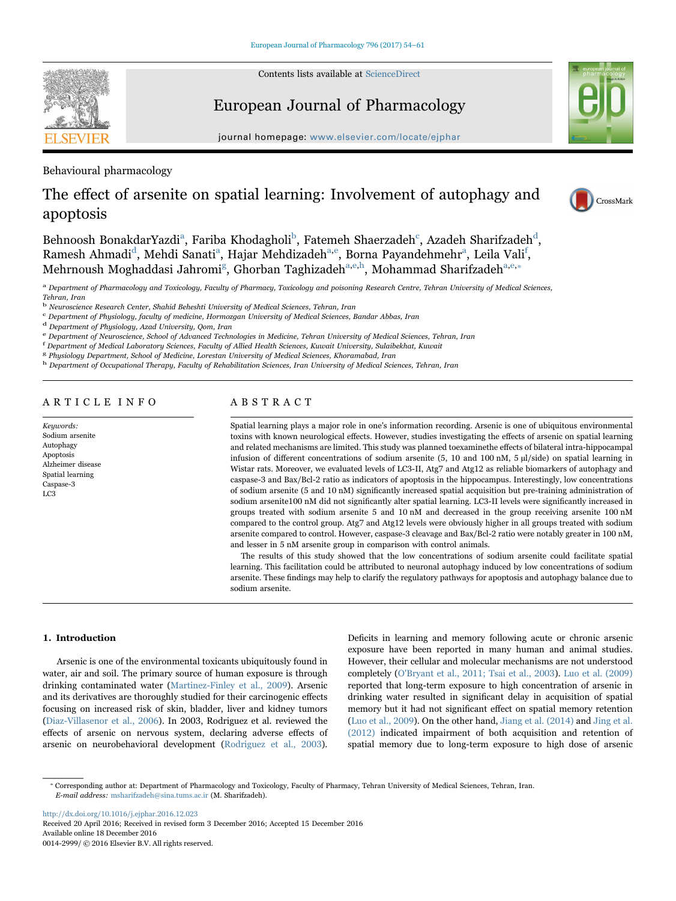Behavioural pharmacology

# The effect of arsenite on spatial learning: Involvement of autophagy and apoptosis

Behnoosh BonakdarYazdi[a], Fariba Khodagholi[b], Fatemeh Shaerzadeh[c], Azadeh Sharifzadeh[d], Ramesh Ahmadi[d], Mehdi Sanati[a], Hajar Mehdizadeh[a,e], Borna Payandehmehr[a], Leila Vali[f], Mehrnoush Moghaddasi Jahromi[g], Ghorban Taghizadeh[a,e,h], Mohammad Sharifzadeh[a,e,*]

[a] Department of Pharmacology and Toxicology, Faculty of Pharmacy, Toxicology and poisoning Research Centre, Tehran University of Medical Sciences, Tehran, Iran
[b] Neuroscience Research Center, Shahid Beheshti University of Medical Sciences, Tehran, Iran
[c] Department of Physiology, faculty of medicine, Hormozgan University of Medical Sciences, Bandar Abbas, Iran
[d] Department of Physiology, Azad University, Qom, Iran
[e] Department of Neuroscience, School of Advanced Technologies in Medicine, Tehran University of Medical Sciences, Tehran, Iran
[f] Department of Medical Laboratory Sciences, Faculty of Allied Health Sciences, Kuwait University, Sulaibekhat, Kuwait
[g] Physiology Department, School of Medicine, Lorestan University of Medical Sciences, Khoramabad, Iran
[h] Department of Occupational Therapy, Faculty of Rehabilitation Sciences, Iran University of Medical Sciences, Tehran, Iran

## ARTICLE INFO

*Keywords:*
Sodium arsenite
Autophagy
Apoptosis
Alzheimer disease
Spatial learning
Caspase-3
LC3

## ABSTRACT

Spatial learning plays a major role in one's information recording. Arsenic is one of ubiquitous environmental toxins with known neurological effects. However, studies investigating the effects of arsenic on spatial learning and related mechanisms are limited. This study was planned toexaminethe effects of bilateral intra-hippocampal infusion of different concentrations of sodium arsenite (5, 10 and 100 nM, 5 µl/side) on spatial learning in Wistar rats. Moreover, we evaluated levels of LC3-II, Atg7 and Atg12 as reliable biomarkers of autophagy and caspase-3 and Bax/Bcl-2 ratio as indicators of apoptosis in the hippocampus. Interestingly, low concentrations of sodium arsenite (5 and 10 nM) significantly increased spatial acquisition but pre-training administration of sodium arsenite100 nM did not significantly alter spatial learning. LC3-II levels were significantly increased in groups treated with sodium arsenite 5 and 10 nM and decreased in the group receiving arsenite 100 nM compared to the control group. Atg7 and Atg12 levels were obviously higher in all groups treated with sodium arsenite compared to control. However, caspase-3 cleavage and Bax/Bcl-2 ratio were notably greater in 100 nM, and lesser in 5 nM arsenite group in comparison with control animals.

The results of this study showed that the low concentrations of sodium arsenite could facilitate spatial learning. This facilitation could be attributed to neuronal autophagy induced by low concentrations of sodium arsenite. These findings may help to clarify the regulatory pathways for apoptosis and autophagy balance due to sodium arsenite.

## 1. Introduction

Arsenic is one of the environmental toxicants ubiquitously found in water, air and soil. The primary source of human exposure is through drinking contaminated water (Martinez-Finley et al., 2009). Arsenic and its derivatives are thoroughly studied for their carcinogenic effects focusing on increased risk of skin, bladder, liver and kidney tumors (Diaz-Villasenor et al., 2006). In 2003, Rodriguez et al. reviewed the effects of arsenic on nervous system, declaring adverse effects of arsenic on neurobehavioral development (Rodriguez et al., 2003). Deficits in learning and memory following acute or chronic arsenic exposure have been reported in many human and animal studies. However, their cellular and molecular mechanisms are not understood completely (O'Bryant et al., 2011; Tsai et al., 2003). Luo et al. (2009) reported that long-term exposure to high concentration of arsenic in drinking water resulted in significant delay in acquisition of spatial memory but it had not significant effect on spatial memory retention (Luo et al., 2009). On the other hand, Jiang et al. (2014) and Jing et al. (2012) indicated impairment of both acquisition and retention of spatial memory due to long-term exposure to high dose of arsenic

* Corresponding author at: Department of Pharmacology and Toxicology, Faculty of Pharmacy, Tehran University of Medical Sciences, Tehran, Iran.
*E-mail address:* msharifzadeh@sina.tums.ac.ir (M. Sharifzadeh).

http://dx.doi.org/10.1016/j.ejphar.2016.12.023
Received 20 April 2016; Received in revised form 3 December 2016; Accepted 15 December 2016
Available online 18 December 2016
0014-2999/ © 2016 Elsevier B.V. All rights reserved.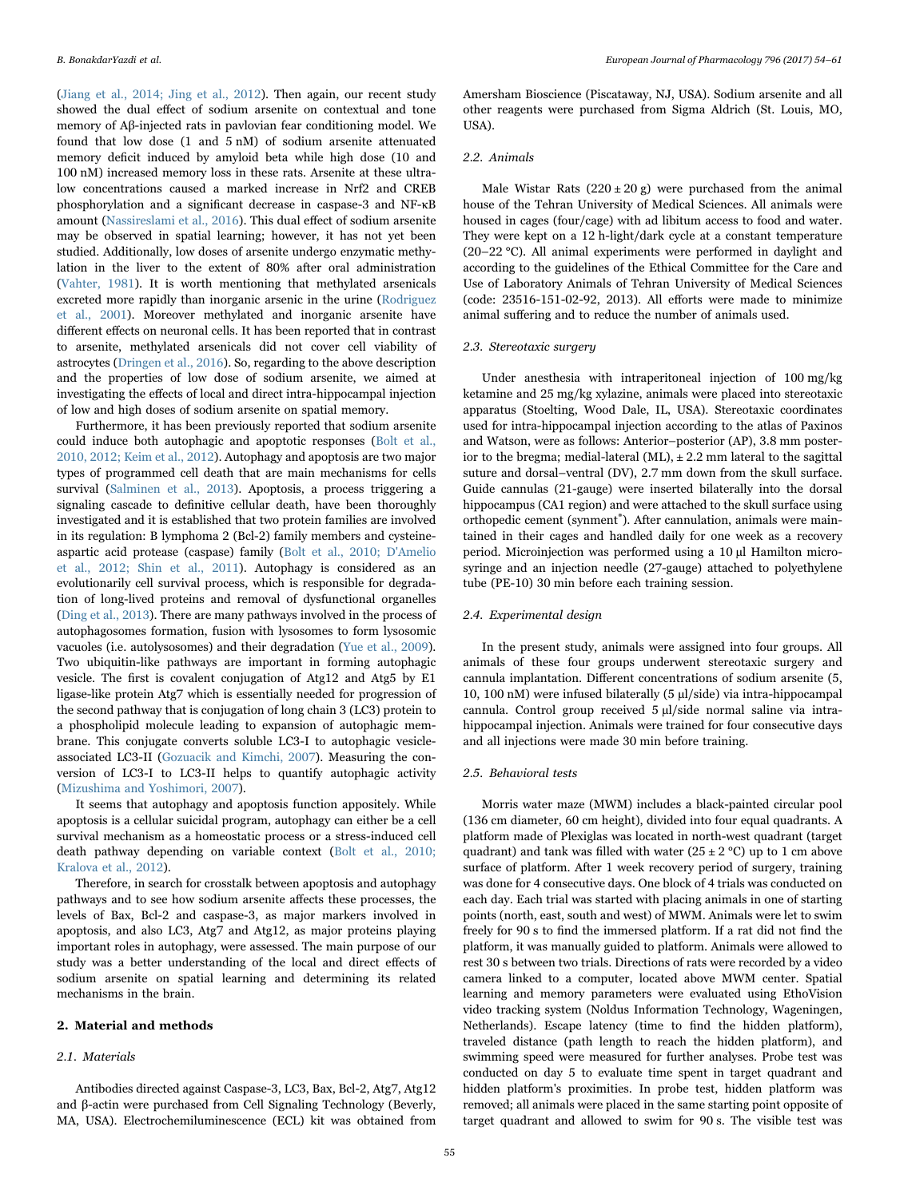(Jiang et al., 2014; Jing et al., 2012). Then again, our recent study showed the dual effect of sodium arsenite on contextual and tone memory of Aβ-injected rats in pavlovian fear conditioning model. We found that low dose (1 and 5 nM) of sodium arsenite attenuated memory deficit induced by amyloid beta while high dose (10 and 100 nM) increased memory loss in these rats. Arsenite at these ultra-low concentrations caused a marked increase in Nrf2 and CREB phosphorylation and a significant decrease in caspase-3 and NF-κB amount (Nassireslami et al., 2016). This dual effect of sodium arsenite may be observed in spatial learning; however, it has not yet been studied. Additionally, low doses of arsenite undergo enzymatic methylation in the liver to the extent of 80% after oral administration (Vahter, 1981). It is worth mentioning that methylated arsenicals excreted more rapidly than inorganic arsenic in the urine (Rodriguez et al., 2001). Moreover methylated and inorganic arsenite have different effects on neuronal cells. It has been reported that in contrast to arsenite, methylated arsenicals did not cover cell viability of astrocytes (Dringen et al., 2016). So, regarding to the above description and the properties of low dose of sodium arsenite, we aimed at investigating the effects of local and direct intra-hippocampal injection of low and high doses of sodium arsenite on spatial memory.

Furthermore, it has been previously reported that sodium arsenite could induce both autophagic and apoptotic responses (Bolt et al., 2010, 2012; Keim et al., 2012). Autophagy and apoptosis are two major types of programmed cell death that are main mechanisms for cells survival (Salminen et al., 2013). Apoptosis, a process triggering a signaling cascade to definitive cellular death, have been thoroughly investigated and it is established that two protein families are involved in its regulation: B lymphoma 2 (Bcl-2) family members and cysteine-aspartic acid protease (caspase) family (Bolt et al., 2010; D'Amelio et al., 2012; Shin et al., 2011). Autophagy is considered as an evolutionarily cell survival process, which is responsible for degradation of long-lived proteins and removal of dysfunctional organelles (Ding et al., 2013). There are many pathways involved in the process of autophagosomes formation, fusion with lysosomes to form lysosomic vacuoles (i.e. autolysosomes) and their degradation (Yue et al., 2009). Two ubiquitin-like pathways are important in forming autophagic vesicle. The first is covalent conjugation of Atg12 and Atg5 by E1 ligase-like protein Atg7 which is essentially needed for progression of the second pathway that is conjugation of long chain 3 (LC3) protein to a phospholipid molecule leading to expansion of autophagic membrane. This conjugate converts soluble LC3-I to autophagic vesicle-associated LC3-II (Gozuacik and Kimchi, 2007). Measuring the conversion of LC3-I to LC3-II helps to quantify autophagic activity (Mizushima and Yoshimori, 2007).

It seems that autophagy and apoptosis function appositely. While apoptosis is a cellular suicidal program, autophagy can either be a cell survival mechanism as a homeostatic process or a stress-induced cell death pathway depending on variable context (Bolt et al., 2010; Kralova et al., 2012).

Therefore, in search for crosstalk between apoptosis and autophagy pathways and to see how sodium arsenite affects these processes, the levels of Bax, Bcl-2 and caspase-3, as major markers involved in apoptosis, and also LC3, Atg7 and Atg12, as major proteins playing important roles in autophagy, were assessed. The main purpose of our study was a better understanding of the local and direct effects of sodium arsenite on spatial learning and determining its related mechanisms in the brain.

## 2. Material and methods

### 2.1. Materials

Antibodies directed against Caspase-3, LC3, Bax, Bcl-2, Atg7, Atg12 and β-actin were purchased from Cell Signaling Technology (Beverly, MA, USA). Electrochemiluminescence (ECL) kit was obtained from Amersham Bioscience (Piscataway, NJ, USA). Sodium arsenite and all other reagents were purchased from Sigma Aldrich (St. Louis, MO, USA).

### 2.2. Animals

Male Wistar Rats (220 ± 20 g) were purchased from the animal house of the Tehran University of Medical Sciences. All animals were housed in cages (four/cage) with ad libitum access to food and water. They were kept on a 12 h-light/dark cycle at a constant temperature (20–22 °C). All animal experiments were performed in daylight and according to the guidelines of the Ethical Committee for the Care and Use of Laboratory Animals of Tehran University of Medical Sciences (code: 23516-151-02-92, 2013). All efforts were made to minimize animal suffering and to reduce the number of animals used.

### 2.3. Stereotaxic surgery

Under anesthesia with intraperitoneal injection of 100 mg/kg ketamine and 25 mg/kg xylazine, animals were placed into stereotaxic apparatus (Stoelting, Wood Dale, IL, USA). Stereotaxic coordinates used for intra-hippocampal injection according to the atlas of Paxinos and Watson, were as follows: Anterior–posterior (AP), 3.8 mm posterior to the bregma; medial-lateral (ML), ± 2.2 mm lateral to the sagittal suture and dorsal–ventral (DV), 2.7 mm down from the skull surface. Guide cannulas (21-gauge) were inserted bilaterally into the dorsal hippocampus (CA1 region) and were attached to the skull surface using orthopedic cement (synment®). After cannulation, animals were maintained in their cages and handled daily for one week as a recovery period. Microinjection was performed using a 10 μl Hamilton microsyringe and an injection needle (27-gauge) attached to polyethylene tube (PE-10) 30 min before each training session.

### 2.4. Experimental design

In the present study, animals were assigned into four groups. All animals of these four groups underwent stereotaxic surgery and cannula implantation. Different concentrations of sodium arsenite (5, 10, 100 nM) were infused bilaterally (5 μl/side) via intra-hippocampal cannula. Control group received 5 μl/side normal saline via intra-hippocampal injection. Animals were trained for four consecutive days and all injections were made 30 min before training.

### 2.5. Behavioral tests

Morris water maze (MWM) includes a black-painted circular pool (136 cm diameter, 60 cm height), divided into four equal quadrants. A platform made of Plexiglas was located in north-west quadrant (target quadrant) and tank was filled with water (25 ± 2 °C) up to 1 cm above surface of platform. After 1 week recovery period of surgery, training was done for 4 consecutive days. One block of 4 trials was conducted on each day. Each trial was started with placing animals in one of starting points (north, east, south and west) of MWM. Animals were let to swim freely for 90 s to find the immersed platform. If a rat did not find the platform, it was manually guided to platform. Animals were allowed to rest 30 s between two trials. Directions of rats were recorded by a video camera linked to a computer, located above MWM center. Spatial learning and memory parameters were evaluated using EthoVision video tracking system (Noldus Information Technology, Wageningen, Netherlands). Escape latency (time to find the hidden platform), traveled distance (path length to reach the hidden platform), and swimming speed were measured for further analyses. Probe test was conducted on day 5 to evaluate time spent in target quadrant and hidden platform's proximities. In probe test, hidden platform was removed; all animals were placed in the same starting point opposite of target quadrant and allowed to swim for 90 s. The visible test was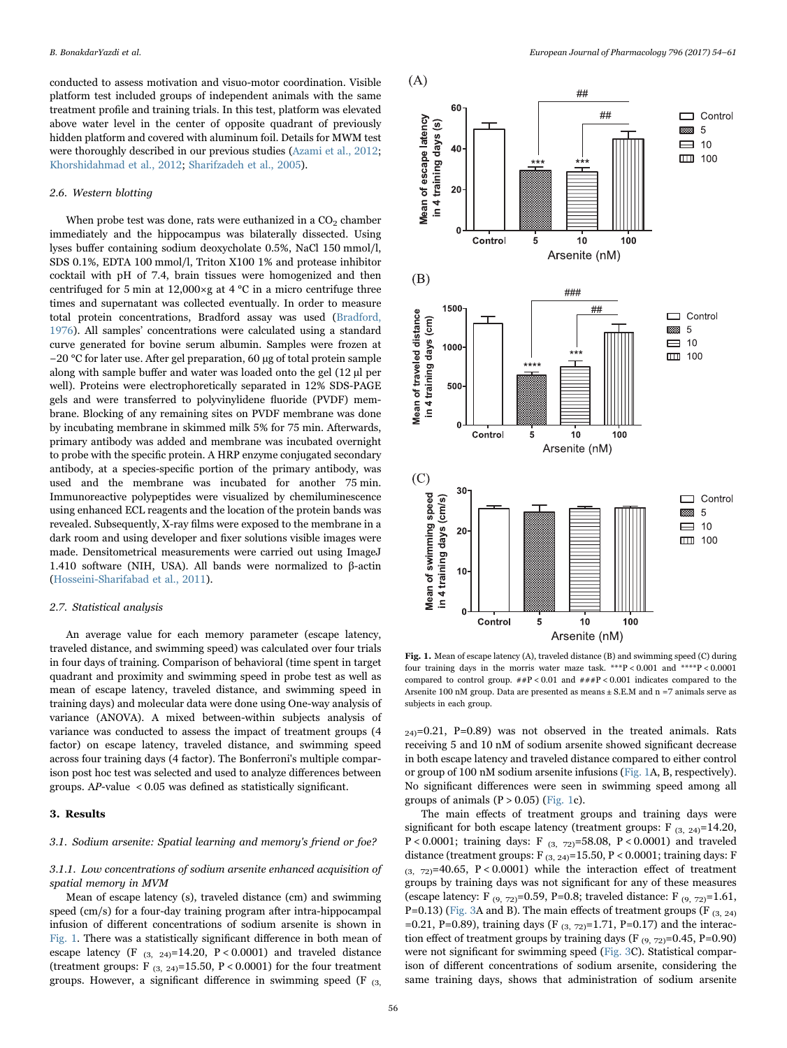conducted to assess motivation and visuo-motor coordination. Visible platform test included groups of independent animals with the same treatment profile and training trials. In this test, platform was elevated above water level in the center of opposite quadrant of previously hidden platform and covered with aluminum foil. Details for MWM test were thoroughly described in our previous studies (Azami et al., 2012; Khorshidahmad et al., 2012; Sharifzadeh et al., 2005).

### 2.6. Western blotting

When probe test was done, rats were euthanized in a $CO_2$ chamber immediately and the hippocampus was bilaterally dissected. Using lyses buffer containing sodium deoxycholate 0.5%, NaCl 150 mmol/l, SDS 0.1%, EDTA 100 mmol/l, Triton X100 1% and protease inhibitor cocktail with pH of 7.4, brain tissues were homogenized and then centrifuged for 5 min at 12,000×g at 4 °C in a micro centrifuge three times and supernatant was collected eventually. In order to measure total protein concentrations, Bradford assay was used (Bradford, 1976). All samples' concentrations were calculated using a standard curve generated for bovine serum albumin. Samples were frozen at −20 °C for later use. After gel preparation, 60 µg of total protein sample along with sample buffer and water was loaded onto the gel (12 µl per well). Proteins were electrophoretically separated in 12% SDS-PAGE gels and were transferred to polyvinylidene fluoride (PVDF) membrane. Blocking of any remaining sites on PVDF membrane was done by incubating membrane in skimmed milk 5% for 75 min. Afterwards, primary antibody was added and membrane was incubated overnight to probe with the specific protein. A HRP enzyme conjugated secondary antibody, at a species-specific portion of the primary antibody, was used and the membrane was incubated for another 75 min. Immunoreactive polypeptides were visualized by chemiluminescence using enhanced ECL reagents and the location of the protein bands was revealed. Subsequently, X-ray films were exposed to the membrane in a dark room and using developer and fixer solutions visible images were made. Densitometrical measurements were carried out using ImageJ 1.410 software (NIH, USA). All bands were normalized to β-actin (Hosseini-Sharifabad et al., 2011).

### 2.7. Statistical analysis

An average value for each memory parameter (escape latency, traveled distance, and swimming speed) was calculated over four trials in four days of training. Comparison of behavioral (time spent in target quadrant and proximity and swimming speed in probe test as well as mean of escape latency, traveled distance, and swimming speed in training days) and molecular data were done using One-way analysis of variance (ANOVA). A mixed between-within subjects analysis of variance was conducted to assess the impact of treatment groups (4 factor) on escape latency, traveled distance, and swimming speed across four training days (4 factor). The Bonferroni's multiple comparison post hoc test was selected and used to analyze differences between groups. A*P*-value < 0.05 was defined as statistically significant.

## 3. Results

### 3.1. Sodium arsenite: Spatial learning and memory's friend or foe?

#### 3.1.1. Low concentrations of sodium arsenite enhanced acquisition of spatial memory in MVM

Mean of escape latency (s), traveled distance (cm) and swimming speed (cm/s) for a four-day training program after intra-hippocampal infusion of different concentrations of sodium arsenite is shown in Fig. 1. There was a statistically significant difference in both mean of escape latency ($F_{(3, 24)}=14.20$, $P<0.0001$) and traveled distance (treatment groups: $F_{(3, 24)}=15.50$, $P<0.0001$) for the four treatment groups. However, a significant difference in swimming speed ($F_{(3, 24)}=0.21$, $P=0.89$) was not observed in the treated animals. Rats receiving 5 and 10 nM of sodium arsenite showed significant decrease in both escape latency and traveled distance compared to either control or group of 100 nM sodium arsenite infusions (Fig. 1A, B, respectively). No significant differences were seen in swimming speed among all groups of animals ($P>0.05$) (Fig. 1c).

Fig. 1. Mean of escape latency (A), traveled distance (B) and swimming speed (C) during four training days in the morris water maze task. ***P < 0.001 and ****P < 0.0001 compared to control group. ##P < 0.01 and ###P < 0.001 indicates compared to the Arsenite 100 nM group. Data are presented as means ± S.E.M and n =7 animals serve as subjects in each group.

The main effects of treatment groups and training days were significant for both escape latency (treatment groups: $F_{(3, 24)}=14.20$, $P<0.0001$; training days: $F_{(3, 72)}=58.08$, $P<0.0001$) and traveled distance (treatment groups: $F_{(3, 24)}=15.50$, $P<0.0001$; training days: $F_{(3, 72)}=40.65$, $P<0.0001$) while the interaction effect of treatment groups by training days was not significant for any of these measures (escape latency: $F_{(9, 72)}=0.59$, $P=0.8$; traveled distance: $F_{(9, 72)}=1.61$, $P=0.13$) (Fig. 3A and B). The main effects of treatment groups ($F_{(3, 24)}=0.21$, $P=0.89$), training days ($F_{(3, 72)}=1.71$, $P=0.17$) and the interaction effect of treatment groups by training days ($F_{(9, 72)}=0.45$, $P=0.90$) were not significant for swimming speed (Fig. 3C). Statistical comparison of different concentrations of sodium arsenite, considering the same training days, shows that administration of sodium arsenite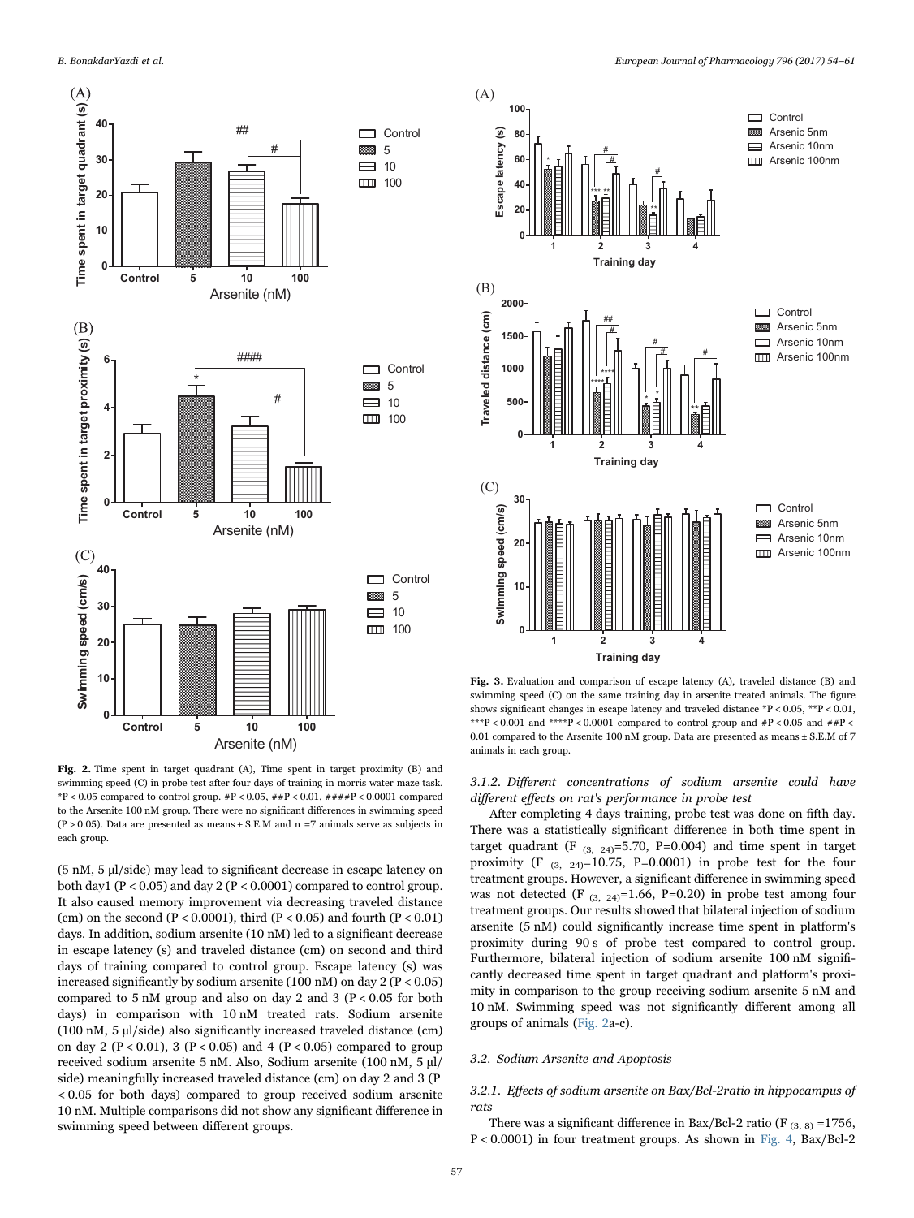**Fig. 2.** Time spent in target quadrant (A), Time spent in target proximity (B) and swimming speed (C) in probe test after four days of training in morris water maze task. *P < 0.05 compared to control group. #P < 0.05, ##P < 0.01, ####P < 0.0001 compared to the Arsenite 100 nM group. There were no significant differences in swimming speed (P > 0.05). Data are presented as means ± S.E.M and n =7 animals serve as subjects in each group.

(5 nM, 5 μl/side) may lead to significant decrease in escape latency on both day1 (P < 0.05) and day 2 (P < 0.0001) compared to control group. It also caused memory improvement via decreasing traveled distance (cm) on the second (P < 0.0001), third (P < 0.05) and fourth (P < 0.01) days. In addition, sodium arsenite (10 nM) led to a significant decrease in escape latency (s) and traveled distance (cm) on second and third days of training compared to control group. Escape latency (s) was increased significantly by sodium arsenite (100 nM) on day 2 (P < 0.05) compared to 5 nM group and also on day 2 and 3 (P < 0.05 for both days) in comparison with 10 nM treated rats. Sodium arsenite (100 nM, 5 μl/side) also significantly increased traveled distance (cm) on day 2 (P < 0.01), 3 (P < 0.05) and 4 (P < 0.05) compared to group received sodium arsenite 5 nM. Also, Sodium arsenite (100 nM, 5 μl/side) meaningfully increased traveled distance (cm) on day 2 and 3 (P < 0.05 for both days) compared to group received sodium arsenite 10 nM. Multiple comparisons did not show any significant difference in swimming speed between different groups.

**Fig. 3.** Evaluation and comparison of escape latency (A), traveled distance (B) and swimming speed (C) on the same training day in arsenite treated animals. The figure shows significant changes in escape latency and traveled distance *P < 0.05, **P < 0.01, ***P < 0.001 and ****P < 0.0001 compared to control group and #P < 0.05 and ##P < 0.01 compared to the Arsenite 100 nM group. Data are presented as means ± S.E.M of 7 animals in each group.

#### 3.1.2. *Different concentrations of sodium arsenite could have different effects on rat's performance in probe test*

After completing 4 days training, probe test was done on fifth day. There was a statistically significant difference in both time spent in target quadrant ($F_{(3, 24)}$=5.70, P=0.004) and time spent in target proximity ($F_{(3, 24)}$=10.75, P=0.0001) in probe test for the four treatment groups. However, a significant difference in swimming speed was not detected ($F_{(3, 24)}$=1.66, P=0.20) in probe test among four treatment groups. Our results showed that bilateral injection of sodium arsenite (5 nM) could significantly increase time spent in platform's proximity during 90 s of probe test compared to control group. Furthermore, bilateral injection of sodium arsenite 100 nM significantly decreased time spent in target quadrant and platform's proximity in comparison to the group receiving sodium arsenite 5 nM and 10 nM. Swimming speed was not significantly different among all groups of animals (Fig. 2a-c).

### 3.2. *Sodium Arsenite and Apoptosis*

#### 3.2.1. *Effects of sodium arsenite on Bax/Bcl-2ratio in hippocampus of rats*

There was a significant difference in Bax/Bcl-2 ratio ($F_{(3, 8)}$ =1756, P < 0.0001) in four treatment groups. As shown in Fig. 4, Bax/Bcl-2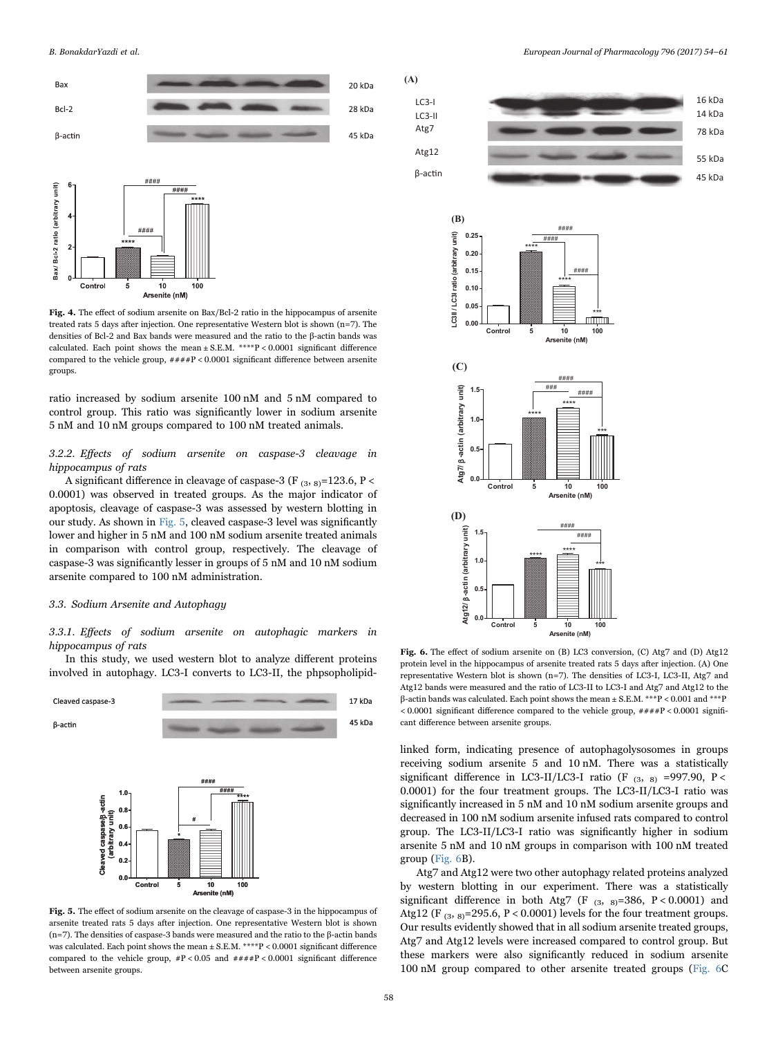**Fig. 4.** The effect of sodium arsenite on Bax/Bcl-2 ratio in the hippocampus of arsenite treated rats 5 days after injection. One representative Western blot is shown (n=7). The densities of Bcl-2 and Bax bands were measured and the ratio to the β-actin bands was calculated. Each point shows the mean ± S.E.M. ****P < 0.0001 significant difference compared to the vehicle group, ####P < 0.0001 significant difference between arsenite groups.

ratio increased by sodium arsenite 100 nM and 5 nM compared to control group. This ratio was significantly lower in sodium arsenite 5 nM and 10 nM groups compared to 100 nM treated animals.

### 3.2.2. Effects of sodium arsenite on caspase-3 cleavage in hippocampus of rats

A significant difference in cleavage of caspase-3 ($F_{(3, 8)}$=123.6, $P < 0.0001$) was observed in treated groups. As the major indicator of apoptosis, cleavage of caspase-3 was assessed by western blotting in our study. As shown in Fig. 5, cleaved caspase-3 level was significantly lower and higher in 5 nM and 100 nM sodium arsenite treated animals in comparison with control group, respectively. The cleavage of caspase-3 was significantly lesser in groups of 5 nM and 10 nM sodium arsenite compared to 100 nM administration.

## 3.3. Sodium Arsenite and Autophagy

### 3.3.1. Effects of sodium arsenite on autophagic markers in hippocampus of rats

In this study, we used western blot to analyze different proteins involved in autophagy. LC3-I converts to LC3-II, the phpsopholipid-

**Fig. 5.** The effect of sodium arsenite on the cleavage of caspase-3 in the hippocampus of arsenite treated rats 5 days after injection. One representative Western blot is shown (n=7). The densities of caspase-3 bands were measured and the ratio to the β-actin bands was calculated. Each point shows the mean ± S.E.M. ****P < 0.0001 significant difference compared to the vehicle group, #P < 0.05 and ####P < 0.0001 significant difference between arsenite groups.

**Fig. 6.** The effect of sodium arsenite on (B) LC3 conversion, (C) Atg7 and (D) Atg12 protein level in the hippocampus of arsenite treated rats 5 days after injection. (A) One representative Western blot is shown (n=7). The densities of LC3-I, LC3-II, Atg7 and Atg12 bands were measured and the ratio of LC3-II to LC3-I and Atg7 and Atg12 to the β-actin bands was calculated. Each point shows the mean ± S.E.M. ***P < 0.001 and ***P < 0.0001 significant difference compared to the vehicle group, ####P < 0.0001 significant difference between arsenite groups.

linked form, indicating presence of autophagolysosomes in groups receiving sodium arsenite 5 and 10 nM. There was a statistically significant difference in LC3-II/LC3-I ratio ($F_{(3, 8)}$=997.90, $P < 0.0001$) for the four treatment groups. The LC3-II/LC3-I ratio was significantly increased in 5 nM and 10 nM sodium arsenite groups and decreased in 100 nM sodium arsenite infused rats compared to control group. The LC3-II/LC3-I ratio was significantly higher in sodium arsenite 5 nM and 10 nM groups in comparison with 100 nM treated group (Fig. 6B).

Atg7 and Atg12 were two other autophagy related proteins analyzed by western blotting in our experiment. There was a statistically significant difference in both Atg7 ($F_{(3, 8)}$=386, $P < 0.0001$) and Atg12 ($F_{(3, 8)}$=295.6, $P < 0.0001$) levels for the four treatment groups. Our results evidently showed that in all sodium arsenite treated groups, Atg7 and Atg12 levels were increased compared to control group. But these markers were also significantly reduced in sodium arsenite 100 nM group compared to other arsenite treated groups (Fig. 6C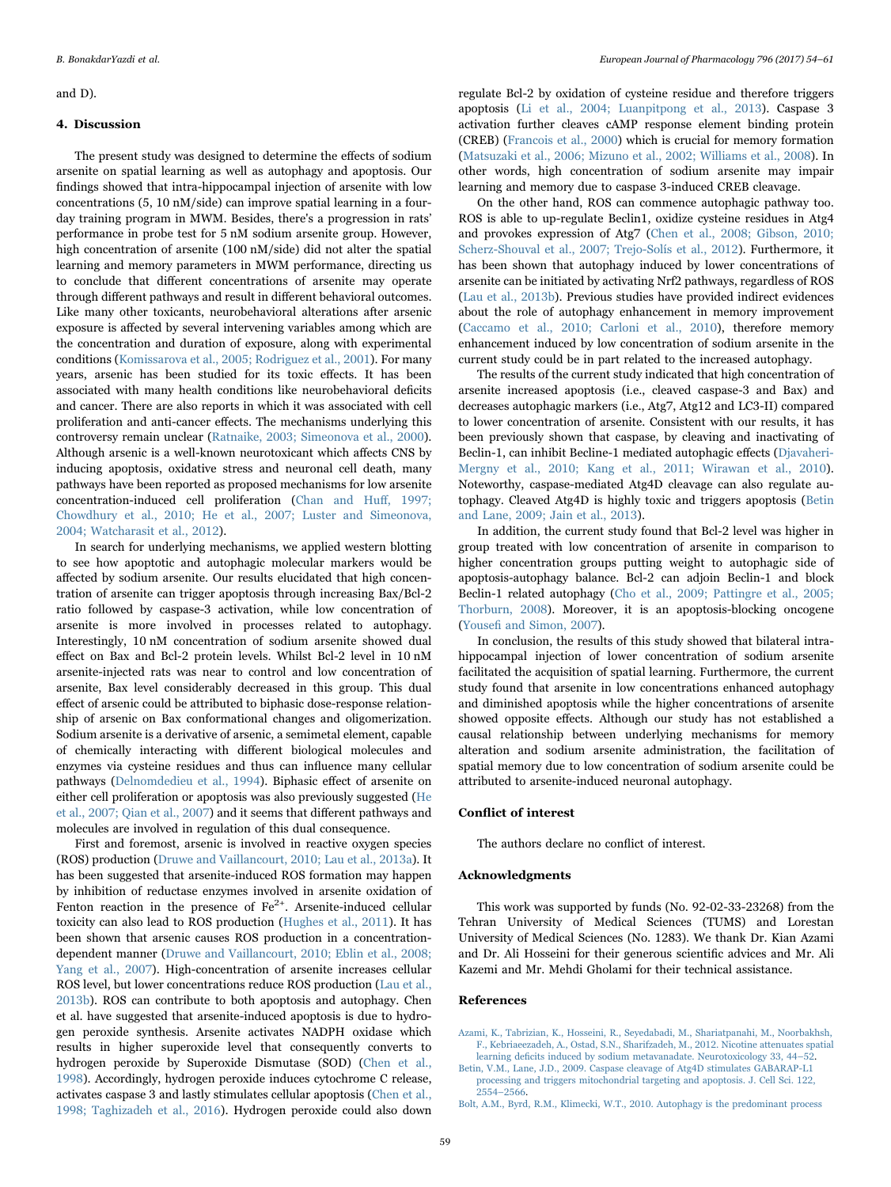and D).

## 4. Discussion

The present study was designed to determine the effects of sodium arsenite on spatial learning as well as autophagy and apoptosis. Our findings showed that intra-hippocampal injection of arsenite with low concentrations (5, 10 nM/side) can improve spatial learning in a four-day training program in MWM. Besides, there's a progression in rats' performance in probe test for 5 nM sodium arsenite group. However, high concentration of arsenite (100 nM/side) did not alter the spatial learning and memory parameters in MWM performance, directing us to conclude that different concentrations of arsenite may operate through different pathways and result in different behavioral outcomes. Like many other toxicants, neurobehavioral alterations after arsenic exposure is affected by several intervening variables among which are the concentration and duration of exposure, along with experimental conditions (Komissarova et al., 2005; Rodriguez et al., 2001). For many years, arsenic has been studied for its toxic effects. It has been associated with many health conditions like neurobehavioral deficits and cancer. There are also reports in which it was associated with cell proliferation and anti-cancer effects. The mechanisms underlying this controversy remain unclear (Ratnaike, 2003; Simeonova et al., 2000). Although arsenic is a well-known neurotoxicant which affects CNS by inducing apoptosis, oxidative stress and neuronal cell death, many pathways have been reported as proposed mechanisms for low arsenite concentration-induced cell proliferation (Chan and Huff, 1997; Chowdhury et al., 2010; He et al., 2007; Luster and Simeonova, 2004; Watcharasit et al., 2012).

In search for underlying mechanisms, we applied western blotting to see how apoptotic and autophagic molecular markers would be affected by sodium arsenite. Our results elucidated that high concentration of arsenite can trigger apoptosis through increasing Bax/Bcl-2 ratio followed by caspase-3 activation, while low concentration of arsenite is more involved in processes related to autophagy. Interestingly, 10 nM concentration of sodium arsenite showed dual effect on Bax and Bcl-2 protein levels. Whilst Bcl-2 level in 10 nM arsenite-injected rats was near to control and low concentration of arsenite, Bax level considerably decreased in this group. This dual effect of arsenic could be attributed to biphasic dose-response relationship of arsenic on Bax conformational changes and oligomerization. Sodium arsenite is a derivative of arsenic, a semimetal element, capable of chemically interacting with different biological molecules and enzymes via cysteine residues and thus can influence many cellular pathways (Delnomdedieu et al., 1994). Biphasic effect of arsenite on either cell proliferation or apoptosis was also previously suggested (He et al., 2007; Qian et al., 2007) and it seems that different pathways and molecules are involved in regulation of this dual consequence.

First and foremost, arsenic is involved in reactive oxygen species (ROS) production (Druwe and Vaillancourt, 2010; Lau et al., 2013a). It has been suggested that arsenite-induced ROS formation may happen by inhibition of reductase enzymes involved in arsenite oxidation of Fenton reaction in the presence of $Fe^{2+}$. Arsenite-induced cellular toxicity can also lead to ROS production (Hughes et al., 2011). It has been shown that arsenic causes ROS production in a concentration-dependent manner (Druwe and Vaillancourt, 2010; Eblin et al., 2008; Yang et al., 2007). High-concentration of arsenite increases cellular ROS level, but lower concentrations reduce ROS production (Lau et al., 2013b). ROS can contribute to both apoptosis and autophagy. Chen et al. have suggested that arsenite-induced apoptosis is due to hydrogen peroxide synthesis. Arsenite activates NADPH oxidase which results in higher superoxide level that consequently converts to hydrogen peroxide by Superoxide Dismutase (SOD) (Chen et al., 1998). Accordingly, hydrogen peroxide induces cytochrome C release, activates caspase 3 and lastly stimulates cellular apoptosis (Chen et al., 1998; Taghizadeh et al., 2016). Hydrogen peroxide could also down regulate Bcl-2 by oxidation of cysteine residue and therefore triggers apoptosis (Li et al., 2004; Luanpitpong et al., 2013). Caspase 3 activation further cleaves cAMP response element binding protein (CREB) (Francois et al., 2000) which is crucial for memory formation (Matsuzaki et al., 2006; Mizuno et al., 2002; Williams et al., 2008). In other words, high concentration of sodium arsenite may impair learning and memory due to caspase 3-induced CREB cleavage.

On the other hand, ROS can commence autophagic pathway too. ROS is able to up-regulate Beclin1, oxidize cysteine residues in Atg4 and provokes expression of Atg7 (Chen et al., 2008; Gibson, 2010; Scherz-Shouval et al., 2007; Trejo-Solís et al., 2012). Furthermore, it has been shown that autophagy induced by lower concentrations of arsenite can be initiated by activating Nrf2 pathways, regardless of ROS (Lau et al., 2013b). Previous studies have provided indirect evidences about the role of autophagy enhancement in memory improvement (Caccamo et al., 2010; Carloni et al., 2010), therefore memory enhancement induced by low concentration of sodium arsenite in the current study could be in part related to the increased autophagy.

The results of the current study indicated that high concentration of arsenite increased apoptosis (i.e., cleaved caspase-3 and Bax) and decreases autophagic markers (i.e., Atg7, Atg12 and LC3-II) compared to lower concentration of arsenite. Consistent with our results, it has been previously shown that caspase, by cleaving and inactivating of Beclin-1, can inhibit Becline-1 mediated autophagic effects (Djavaheri-Mergny et al., 2010; Kang et al., 2011; Wirawan et al., 2010). Noteworthy, caspase-mediated Atg4D cleavage can also regulate autophagy. Cleaved Atg4D is highly toxic and triggers apoptosis (Betin and Lane, 2009; Jain et al., 2013).

In addition, the current study found that Bcl-2 level was higher in group treated with low concentration of arsenite in comparison to higher concentration groups putting weight to autophagic side of apoptosis-autophagy balance. Bcl-2 can adjoin Beclin-1 and block Beclin-1 related autophagy (Cho et al., 2009; Pattingre et al., 2005; Thorburn, 2008). Moreover, it is an apoptosis-blocking oncogene (Yousefi and Simon, 2007).

In conclusion, the results of this study showed that bilateral intra-hippocampal injection of lower concentration of sodium arsenite facilitated the acquisition of spatial learning. Furthermore, the current study found that arsenite in low concentrations enhanced autophagy and diminished apoptosis while the higher concentrations of arsenite showed opposite effects. Although our study has not established a causal relationship between underlying mechanisms for memory alteration and sodium arsenite administration, the facilitation of spatial memory due to low concentration of sodium arsenite could be attributed to arsenite-induced neuronal autophagy.

## Conflict of interest

The authors declare no conflict of interest.

## Acknowledgments

This work was supported by funds (No. 92-02-33-23268) from the Tehran University of Medical Sciences (TUMS) and Lorestan University of Medical Sciences (No. 1283). We thank Dr. Kian Azami and Dr. Ali Hosseini for their generous scientific advices and Mr. Ali Kazemi and Mr. Mehdi Gholami for their technical assistance.

## References

Azami, K., Tabrizian, K., Hosseini, R., Seyedabadi, M., Shariatpanahi, M., Noorbakhsh, F., Kebriaeezadeh, A., Ostad, S.N., Sharifzadeh, M., 2012. Nicotine attenuates spatial learning deficits induced by sodium metavanadate. Neurotoxicology 33, 44–52.

Betin, V.M., Lane, J.D., 2009. Caspase cleavage of Atg4D stimulates GABARAP-L1 processing and triggers mitochondrial targeting and apoptosis. J. Cell Sci. 122, 2554–2566.

Bolt, A.M., Byrd, R.M., Klimecki, W.T., 2010. Autophagy is the predominant process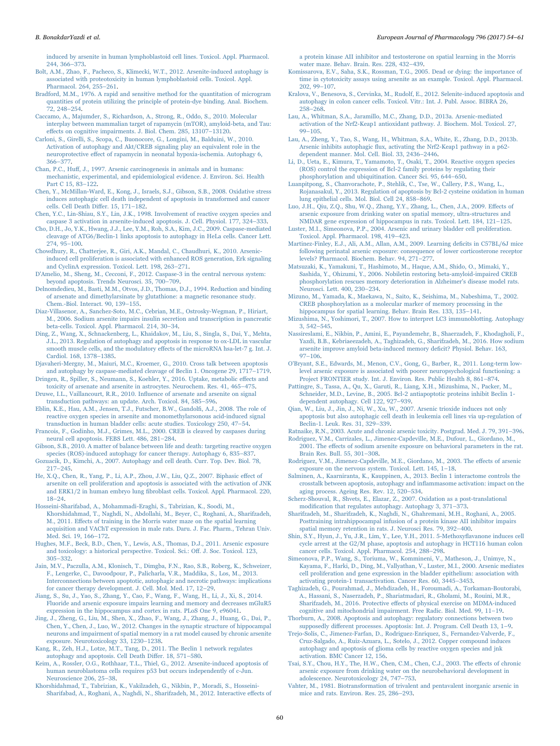induced by arsenite in human lymphoblastoid cell lines. Toxicol. Appl. Pharmacol. 244, 366–373.

Bolt, A.M., Zhao, F., Pacheco, S., Klimecki, W.T., 2012. Arsenite-induced autophagy is associated with proteotoxicity in human lymphoblastoid cells. Toxicol. Appl. Pharmacol. 264, 255–261.

Bradford, M.M., 1976. A rapid and sensitive method for the quantitation of microgram quantities of protein utilizing the principle of protein-dye binding. Anal. Biochem. 72, 248–254.

Caccamo, A., Majumder, S., Richardson, A., Strong, R., Oddo, S., 2010. Molecular interplay between mammalian target of rapamycin (mTOR), amyloid-beta, and Tau: effects on cognitive impairments. J. Biol. Chem. 285, 13107–13120.

Carloni, S., Girelli, S., Scopa, C., Buonocore, G., Longini, M., Balduini, W., 2010. Activation of autophagy and Akt/CREB signaling play an equivalent role in the neuroprotective effect of rapamycin in neonatal hypoxia-ischemia. Autophagy 6, 366–377.

Chan, P.C., Huff, J., 1997. Arsenic carcinogenesis in animals and in humans: mechanistic, experimental, and epidemiological evidence. J. Environ. Sci. Health Part C 15, 83–122.

Chen, Y., McMillan-Ward, E., Kong, J., Israels, S.J., Gibson, S.B., 2008. Oxidative stress induces autophagic cell death independent of apoptosis in transformed and cancer cells. Cell Death Differ. 15, 171–182.

Chen, Y.C., Lin-Shiau, S.Y., Lin, J.K., 1998. Involvement of reactive oxygen species and caspase 3 activation in arsenite-induced apoptosis. J. Cell. Physiol. 177, 324–333.

Cho, D.H., Jo, Y.K., Hwang, J.J., Lee, Y.M., Roh, S.A., Kim, J.C., 2009. Caspase-mediated cleavage of ATG6/Beclin-1 links apoptosis to autophagy in HeLa cells. Cancer Lett. 274, 95–100.

Chowdhury, R., Chatterjee, R., Giri, A.K., Mandal, C., Chaudhuri, K., 2010. Arsenic-induced cell proliferation is associated with enhanced ROS generation, Erk signaling and CyclinA expression. Toxicol. Lett. 198, 263–271.

D'Amelio, M., Sheng, M., Cecconi, F., 2012. Caspase-3 in the central nervous system: beyond apoptosis. Trends Neurosci. 35, 700–709.

Delnomdedieu, M., Basti, M.M., Otvos, J.D., Thomas, D.J., 1994. Reduction and binding of arsenate and dimethylarsinate by glutathione: a magnetic resonance study. Chem.-Biol. Interact. 90, 139–155.

Diaz-Villasenor, A., Sanchez-Soto, M.C., Cebrian, M.E., Ostrosky-Wegman, P., Hiriart, M., 2006. Sodium arsenite impairs insulin secretion and transcription in pancreatic beta-cells. Toxicol. Appl. Pharmacol. 214, 30–34.

Ding, Z., Wang, X., Schnackenberg, L., Khaidakov, M., Liu, S., Singla, S., Dai, Y., Mehta, J.L., 2013. Regulation of autophagy and apoptosis in response to ox-LDL in vascular smooth muscle cells, and the modulatory effects of the microRNA hsa-let-7 g. Int. J. Cardiol. 168, 1378–1385.

Djavaheri-Mergny, M., Maiuri, M.C., Kroemer, G., 2010. Cross talk between apoptosis and autophagy by caspase-mediated cleavage of Beclin 1. Oncogene 29, 1717–1719.

Dringen, R., Spiller, S., Neumann, S., Koehler, Y., 2016. Uptake, metabolic effects and toxicity of arsenate and arsenite in astrocytes. Neurochem. Res. 41, 465–475.

Druwe, I.L., Vaillancourt, R.R., 2010. Influence of arsenate and arsenite on signal transduction pathways: an update. Arch. Toxicol. 84, 585–596.

Eblin, K.E., Hau, A.M., Jensen, T.J., Futscher, B.W., Gandolfi, A.J., 2008. The role of reactive oxygen species in arsenite and monomethylarsonous acid-induced signal transduction in human bladder cells: acute studies. Toxicology 250, 47–54.

Francois, F., Godinho, M.J., Grimes, M.L., 2000. CREB is cleaved by caspases during neural cell apoptosis. FEBS Lett. 486, 281–284.

Gibson, S.B., 2010. A matter of balance between life and death: targeting reactive oxygen species (ROS)-induced autophagy for cancer therapy. Autophagy 6, 835–837.

Gozuacik, D., Kimchi, A., 2007. Autophagy and cell death. Curr. Top. Dev. Biol. 78, 217–245.

He, X.Q., Chen, R., Yang, P., Li, A.P., Zhou, J.W., Liu, Q.Z., 2007. Biphasic effect of arsenite on cell proliferation and apoptosis is associated with the activation of JNK and ERK1/2 in human embryo lung fibroblast cells. Toxicol. Appl. Pharmacol. 220, 18–24.

Hosseini-Sharifabad, A., Mohammadi-Eraghi, S., Tabrizian, K., Soodi, M., Khorshidahmad, T., Naghdi, N., Abdollahi, M., Beyer, C., Roghani, A., Sharifzadeh, M., 2011. Effects of training in the Morris water maze on the spatial learning acquisition and VAChT expression in male rats. Daru. J. Fac. Pharm., Tehran Univ. Med. Sci. 19, 166–172.

Hughes, M.F., Beck, B.D., Chen, Y., Lewis, A.S., Thomas, D.J., 2011. Arsenic exposure and toxicology: a historical perspective. Toxicol. Sci.: Off. J. Soc. Toxicol. 123, 305–332.

Jain, M.V., Paczulla, A.M., Klonisch, T., Dimgba, F.N., Rao, S.B., Roberg, K., Schweizer, F., Lengerke, C., Davoodpour, P., Palicharla, V.R., Maddika, S., Los, M., 2013. Interconnections between apoptotic, autophagic and necrotic pathways: implications for cancer therapy development. J. Cell. Mol. Med. 17, 12–29.

Jiang, S., Su, J., Yao, S., Zhang, Y., Cao, F., Wang, F., Wang, H., Li, J., Xi, S., 2014. Fluoride and arsenic exposure impairs learning and memory and decreases mGluR5 expression in the hippocampus and cortex in rats. PLoS One 9, e96041.

Jing, J., Zheng, G., Liu, M., Shen, X., Zhao, F., Wang, J., Zhang, J., Huang, G., Dai, P., Chen, Y., Chen, J., Luo, W., 2012. Changes in the synaptic structure of hippocampal neurons and impairment of spatial memory in a rat model caused by chronic arsenite exposure. Neurotoxicology 33, 1230–1238.

Kang, R., Zeh, H.J., Lotze, M.T., Tang, D., 2011. The Beclin 1 network regulates autophagy and apoptosis. Cell Death Differ. 18, 571–580.

Keim, A., Rossler, O.G., Rothhaar, T.L., Thiel, G., 2012. Arsenite-induced apoptosis of human neuroblastoma cells requires p53 but occurs independently of c-Jun. Neuroscience 206, 25–38.

Khorshidahmad, T., Tabrizian, K., Vakilzadeh, G., Nikbin, P., Moradi, S., Hosseini-Sharifabad, A., Roghani, A., Naghdi, N., Sharifzadeh, M., 2012. Interactive effects of a protein kinase AII inhibitor and testosterone on spatial learning in the Morris water maze. Behav. Brain. Res. 228, 432–439.

Komissarova, E.V., Saha, S.K., Rossman, T.G., 2005. Dead or dying: the importance of time in cytotoxicity assays using arsenite as an example. Toxicol. Appl. Pharmacol. 202, 99–107.

Kralova, V., Benesova, S., Cervinka, M., Rudolf, E., 2012. Selenite-induced apoptosis and autophagy in colon cancer cells. Toxicol. Vitr.: Int. J. Publ. Assoc. BIBRA 26, 258–268.

Lau, A., Whitman, S.A., Jaramillo, M.C., Zhang, D.D., 2013a. Arsenic-mediated activation of the Nrf2-Keap1 antioxidant pathway. J. Biochem. Mol. Toxicol. 27, 99–105.

Lau, A., Zheng, Y., Tao, S., Wang, H., Whitman, S.A., White, E., Zhang, D.D., 2013b. Arsenic inhibits autophagic flux, activating the Nrf2-Keap1 pathway in a p62-dependent manner. Mol. Cell. Biol. 33, 2436–2446.

Li, D., Ueta, E., Kimura, T., Yamamoto, T., Osaki, T., 2004. Reactive oxygen species (ROS) control the expression of Bcl-2 family proteins by regulating their phosphorylation and ubiquitination. Cancer Sci. 95, 644–650.

Luanpitpong, S., Chanvorachote, P., Stehlik, C., Tse, W., Callery, P.S., Wang, L., Rojanasakul, Y., 2013. Regulation of apoptosis by Bcl-2 cysteine oxidation in human lung epithelial cells. Mol. Biol. Cell 24, 858–869.

Luo, J.H., Qiu, Z.Q., Shu, W.Q., Zhang, Y.Y., Zhang, L., Chen, J.A., 2009. Effects of arsenic exposure from drinking water on spatial memory, ultra-structures and NMDAR gene expression of hippocampus in rats. Toxicol. Lett. 184, 121–125.

Luster, M.I., Simeonova, P.P., 2004. Arsenic and urinary bladder cell proliferation. Toxicol. Appl. Pharmacol. 198, 419–423.

Martinez-Finley, E.J., Ali, A.M., Allan, A.M., 2009. Learning deficits in C57BL/6J mice following perinatal arsenic exposure: consequence of lower corticosterone receptor levels? Pharmacol. Biochem. Behav. 94, 271–277.

Matsuzaki, K., Yamakuni, T., Hashimoto, M., Haque, A.M., Shido, O., Mimaki, Y., Sashida, Y., Ohizumi, Y., 2006. Nobiletin restoring beta-amyloid-impaired CREB phosphorylation rescues memory deterioration in Alzheimer's disease model rats. Neurosci. Lett. 400, 230–234.

Mizuno, M., Yamada, K., Maekawa, N., Saito, K., Seishima, M., Nabeshima, T., 2002. CREB phosphorylation as a molecular marker of memory processing in the hippocampus for spatial learning. Behav. Brain Res. 133, 135–141.

Mizushima, N., Yoshimori, T., 2007. How to interpret LC3 immunoblotting. Autophagy 3, 542–545.

Nassireslami, E., Nikbin, P., Amini, E., Payandemehr, B., Shaerzadeh, F., Khodagholi, F., Yazdi, B.B., Kebriaeezadeh, A., Taghizadeh, G., Sharifzadeh, M., 2016. How sodium arsenite improve amyloid beta-induced memory deficit? Physiol. Behav. 163, 97–106.

O'Bryant, S.E., Edwards, M., Menon, C.V., Gong, G., Barber, R., 2011. Long-term low-level arsenic exposure is associated with poorer neuropsychological functioning: a Project FRONTIER study. Int. J. Environ. Res. Public Health 8, 861–874.

Pattingre, S., Tassa, A., Qu, X., Garuti, R., Liang, X.H., Mizushima, N., Packer, M., Schneider, M.D., Levine, B., 2005. Bcl-2 antiapoptotic proteins inhibit Beclin 1-dependent autophagy. Cell 122, 927–939.

Qian, W., Liu, J., Jin, J., Ni, W., Xu, W., 2007. Arsenic trioxide induces not only apoptosis but also autophagic cell death in leukemia cell lines via up-regulation of Beclin-1. Leuk. Res. 31, 329–339.

Ratnaike, R.N., 2003. Acute and chronic arsenic toxicity. Postgrad. Med. J. 79, 391–396.

Rodriguez, V.M., Carrizales, L., Jimenez-Capdeville, M.E., Dufour, L., Giordano, M., 2001. The effects of sodium arsenite exposure on behavioral parameters in the rat. Brain Res. Bull. 55, 301–308.

Rodriguez, V.M., Jimenez-Capdeville, M.E., Giordano, M., 2003. The effects of arsenic exposure on the nervous system. Toxicol. Lett. 145, 1–18.

Salminen, A., Kaarniranta, K., Kauppinen, A., 2013. Beclin 1 interactome controls the crosstalk between apoptosis, autophagy and inflammasome activation: impact on the aging process. Ageing Res. Rev. 12, 520–534.

Scherz-Shouval, R., Shvets, E., Elazar, Z., 2007. Oxidation as a post-translational modification that regulates autophagy. Autophagy 3, 371–373.

Sharifzadeh, M., Sharifzadeh, K., Naghdi, N., Ghahremani, M.H., Roghani, A., 2005. Posttraining intrahippocampal infusion of a protein kinase AII inhibitor impairs spatial memory retention in rats. J. Neurosci Res. 79, 392–400.

Shin, S.Y., Hyun, J., Yu, J.R., Lim, Y., Lee, Y.H., 2011. 5-Methoxyflavanone induces cell cycle arrest at the G2/M phase, apoptosis and autophagy in HCT116 human colon cancer cells. Toxicol. Appl. Pharmacol. 254, 288–298.

Simeonova, P.P., Wang, S., Toriuma, W., Kommineni, V., Matheson, J., Unimye, N., Kayama, F., Harki, D., Ding, M., Vallyathan, V., Luster, M.I., 2000. Arsenic mediates cell proliferation and gene expression in the bladder epithelium: association with activating protein-1 transactivation. Cancer Res. 60, 3445–3453.

Taghizadeh, G., Pourahmad, J., Mehdizadeh, H., Foroumadi, A., Torkaman-Boutorabi, A., Hassani, S., Naserzadeh, P., Shariatmadari, R., Gholami, M., Rouini, M.R., Sharifzadeh, M., 2016. Protective effects of physical exercise on MDMA-induced cognitive and mitochondrial impairment. Free Radic. Biol. Med. 99, 11–19.

Thorburn, A., 2008. Apoptosis and autophagy: regulatory connections between two supposedly different processes. Apoptosis: Int. J. Program. Cell Death 13, 1–9.

Trejo-Solis, C., Jimenez-Farfan, D., Rodriguez-Enriquez, S., Fernandez-Valverde, F., Cruz-Salgado, A., Ruiz-Azuara, L., Sotelo, J., 2012. Copper compound induces autophagy and apoptosis of glioma cells by reactive oxygen species and jnk activation. BMC Cancer 12, 156.

Tsai, S.Y., Chou, H.Y., The, H.W., Chen, C.M., Chen, C.J., 2003. The effects of chronic arsenic exposure from drinking water on the neurobehavioral development in adolescence. Neurotoxicology 24, 747–753.

Vahter, M., 1981. Biotransformation of trivalent and pentavalent inorganic arsenic in mice and rats. Environ. Res. 25, 286–293.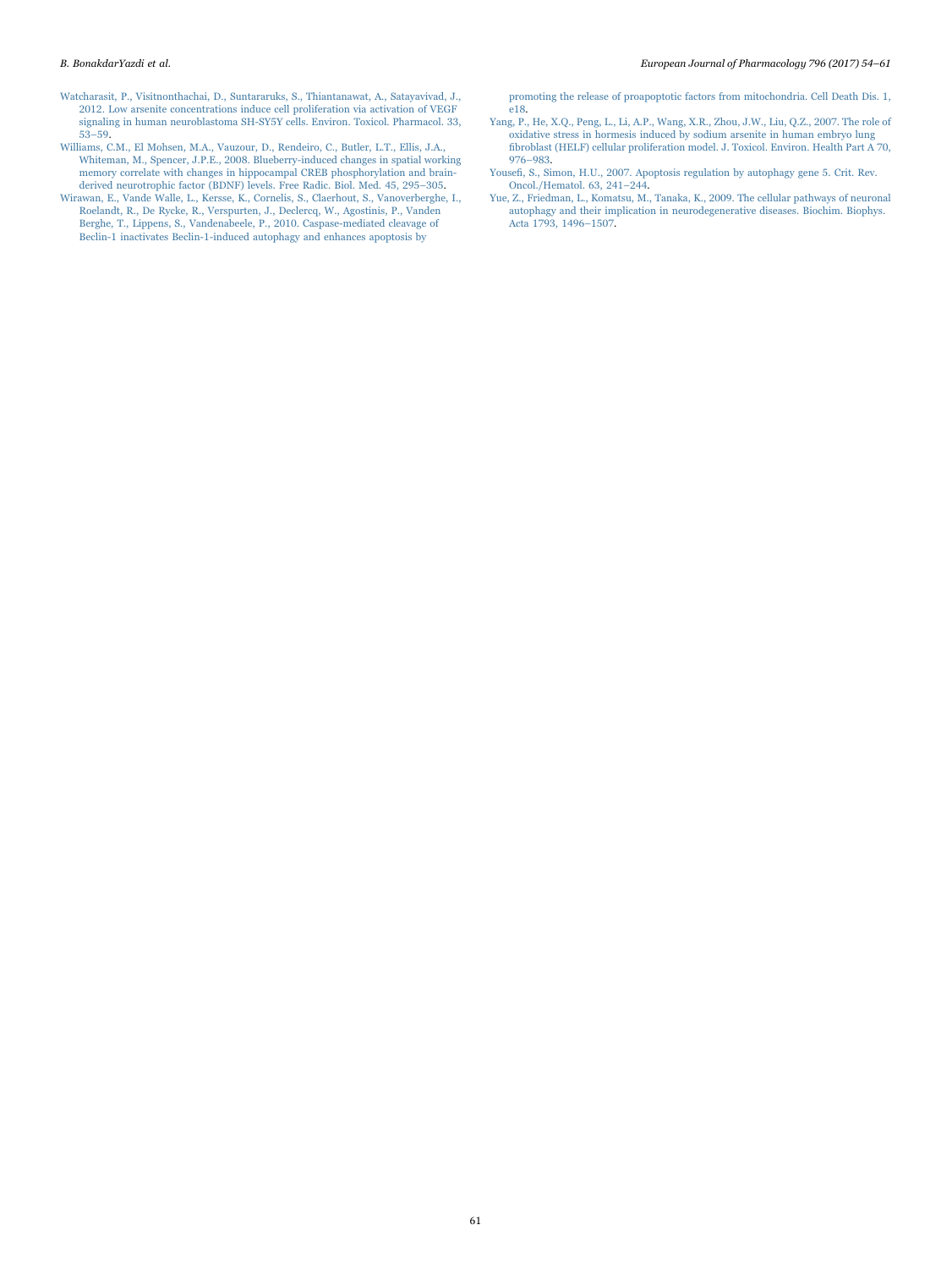Watcharasit, P., Visitnonthachai, D., Suntararuks, S., Thiantanawat, A., Satayavivad, J., 2012. Low arsenite concentrations induce cell proliferation via activation of VEGF signaling in human neuroblastoma SH-SY5Y cells. Environ. Toxicol. Pharmacol. 33, 53–59.

Williams, C.M., El Mohsen, M.A., Vauzour, D., Rendeiro, C., Butler, L.T., Ellis, J.A., Whiteman, M., Spencer, J.P.E., 2008. Blueberry-induced changes in spatial working memory correlate with changes in hippocampal CREB phosphorylation and brain-derived neurotrophic factor (BDNF) levels. Free Radic. Biol. Med. 45, 295–305.

Wirawan, E., Vande Walle, L., Kersse, K., Cornelis, S., Claerhout, S., Vanoverberghe, I., Roelandt, R., De Rycke, R., Verspurten, J., Declercq, W., Agostinis, P., Vanden Berghe, T., Lippens, S., Vandenabeele, P., 2010. Caspase-mediated cleavage of Beclin-1 inactivates Beclin-1-induced autophagy and enhances apoptosis by promoting the release of proapoptotic factors from mitochondria. Cell Death Dis. 1, e18.

Yang, P., He, X.Q., Peng, L., Li, A.P., Wang, X.R., Zhou, J.W., Liu, Q.Z., 2007. The role of oxidative stress in hormesis induced by sodium arsenite in human embryo lung fibroblast (HELF) cellular proliferation model. J. Toxicol. Environ. Health Part A 70, 976–983.

Yousefi, S., Simon, H.U., 2007. Apoptosis regulation by autophagy gene 5. Crit. Rev. Oncol./Hematol. 63, 241–244.

Yue, Z., Friedman, L., Komatsu, M., Tanaka, K., 2009. The cellular pathways of neuronal autophagy and their implication in neurodegenerative diseases. Biochim. Biophys. Acta 1793, 1496–1507.